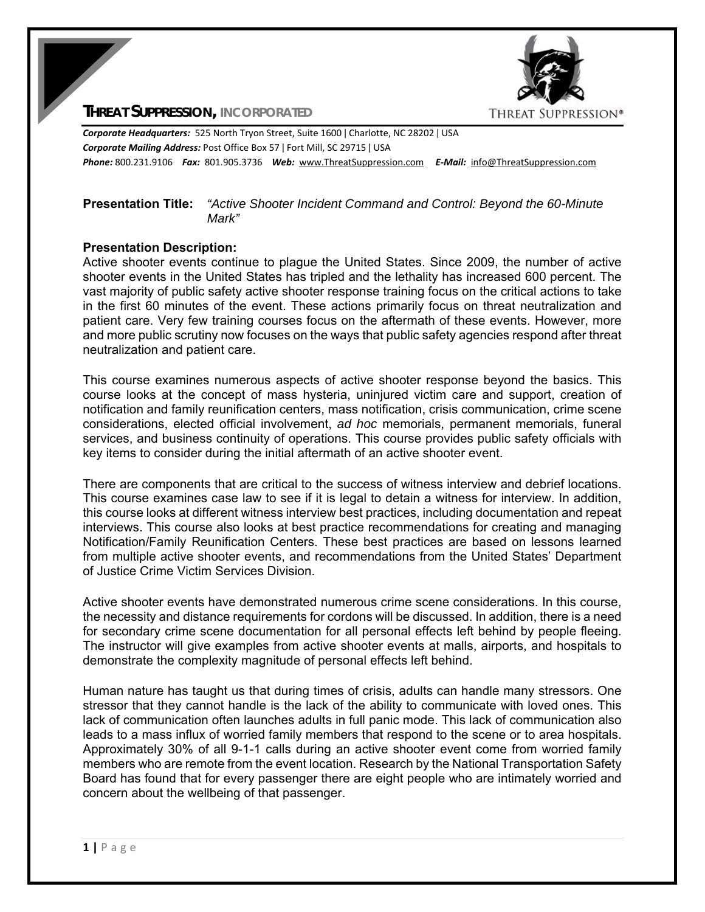# THREAT SUPPRESSION, INCORPORATED

***Corporate Headquarters:*** 525 North Tryon Street, Suite 1600 | Charlotte, NC 28202 | USA
***Corporate Mailing Address:*** Post Office Box 57 | Fort Mill, SC 29715 | USA
***Phone:*** 800.231.9106 ***Fax:*** 801.905.3736 ***Web:*** www.ThreatSuppression.com ***E-Mail:*** info@ThreatSuppression.com

**Presentation Title:** *"Active Shooter Incident Command and Control: Beyond the 60-Minute Mark"*

**Presentation Description:**

Active shooter events continue to plague the United States. Since 2009, the number of active shooter events in the United States has tripled and the lethality has increased 600 percent. The vast majority of public safety active shooter response training focus on the critical actions to take in the first 60 minutes of the event. These actions primarily focus on threat neutralization and patient care. Very few training courses focus on the aftermath of these events. However, more and more public scrutiny now focuses on the ways that public safety agencies respond after threat neutralization and patient care.

This course examines numerous aspects of active shooter response beyond the basics. This course looks at the concept of mass hysteria, uninjured victim care and support, creation of notification and family reunification centers, mass notification, crisis communication, crime scene considerations, elected official involvement, *ad hoc* memorials, permanent memorials, funeral services, and business continuity of operations. This course provides public safety officials with key items to consider during the initial aftermath of an active shooter event.

There are components that are critical to the success of witness interview and debrief locations. This course examines case law to see if it is legal to detain a witness for interview. In addition, this course looks at different witness interview best practices, including documentation and repeat interviews. This course also looks at best practice recommendations for creating and managing Notification/Family Reunification Centers. These best practices are based on lessons learned from multiple active shooter events, and recommendations from the United States' Department of Justice Crime Victim Services Division.

Active shooter events have demonstrated numerous crime scene considerations. In this course, the necessity and distance requirements for cordons will be discussed. In addition, there is a need for secondary crime scene documentation for all personal effects left behind by people fleeing. The instructor will give examples from active shooter events at malls, airports, and hospitals to demonstrate the complexity magnitude of personal effects left behind.

Human nature has taught us that during times of crisis, adults can handle many stressors. One stressor that they cannot handle is the lack of the ability to communicate with loved ones. This lack of communication often launches adults in full panic mode. This lack of communication also leads to a mass influx of worried family members that respond to the scene or to area hospitals. Approximately 30% of all 9-1-1 calls during an active shooter event come from worried family members who are remote from the event location. Research by the National Transportation Safety Board has found that for every passenger there are eight people who are intimately worried and concern about the wellbeing of that passenger.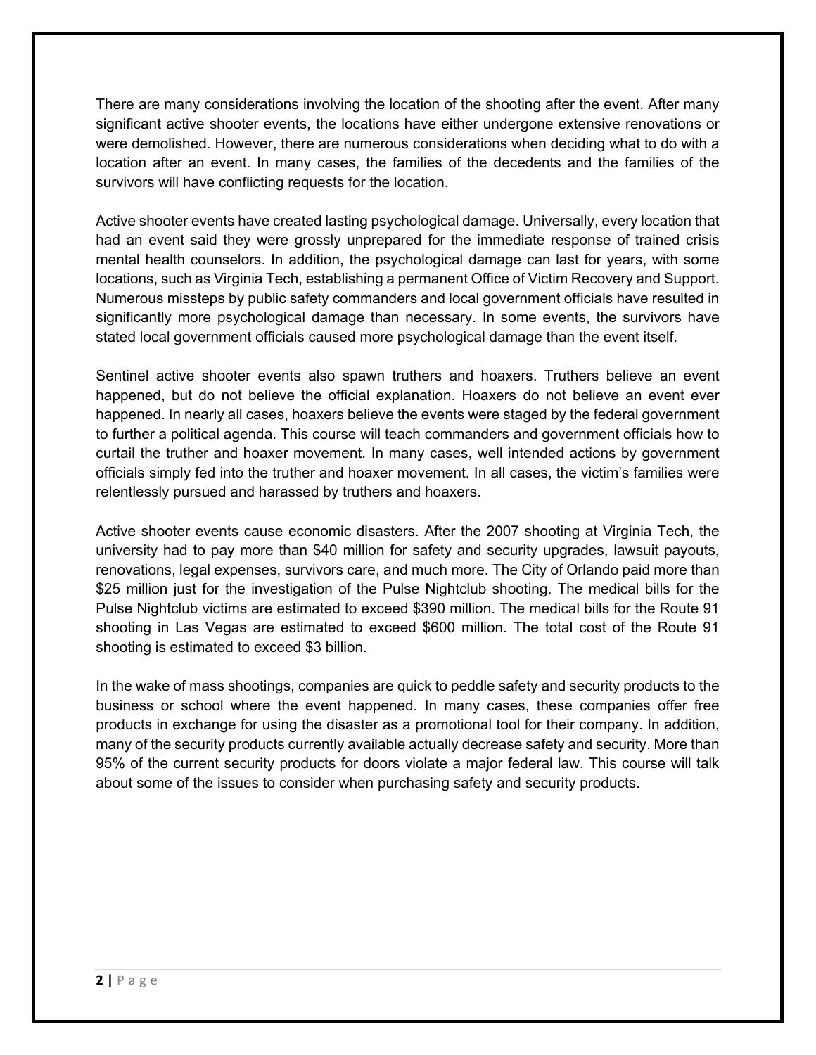There are many considerations involving the location of the shooting after the event. After many significant active shooter events, the locations have either undergone extensive renovations or were demolished. However, there are numerous considerations when deciding what to do with a location after an event. In many cases, the families of the decedents and the families of the survivors will have conflicting requests for the location.

Active shooter events have created lasting psychological damage. Universally, every location that had an event said they were grossly unprepared for the immediate response of trained crisis mental health counselors. In addition, the psychological damage can last for years, with some locations, such as Virginia Tech, establishing a permanent Office of Victim Recovery and Support. Numerous missteps by public safety commanders and local government officials have resulted in significantly more psychological damage than necessary. In some events, the survivors have stated local government officials caused more psychological damage than the event itself.

Sentinel active shooter events also spawn truthers and hoaxers. Truthers believe an event happened, but do not believe the official explanation. Hoaxers do not believe an event ever happened. In nearly all cases, hoaxers believe the events were staged by the federal government to further a political agenda. This course will teach commanders and government officials how to curtail the truther and hoaxer movement. In many cases, well intended actions by government officials simply fed into the truther and hoaxer movement. In all cases, the victim's families were relentlessly pursued and harassed by truthers and hoaxers.

Active shooter events cause economic disasters. After the 2007 shooting at Virginia Tech, the university had to pay more than $40 million for safety and security upgrades, lawsuit payouts, renovations, legal expenses, survivors care, and much more. The City of Orlando paid more than $25 million just for the investigation of the Pulse Nightclub shooting. The medical bills for the Pulse Nightclub victims are estimated to exceed $390 million. The medical bills for the Route 91 shooting in Las Vegas are estimated to exceed $600 million. The total cost of the Route 91 shooting is estimated to exceed $3 billion.

In the wake of mass shootings, companies are quick to peddle safety and security products to the business or school where the event happened. In many cases, these companies offer free products in exchange for using the disaster as a promotional tool for their company. In addition, many of the security products currently available actually decrease safety and security. More than 95% of the current security products for doors violate a major federal law. This course will talk about some of the issues to consider when purchasing safety and security products.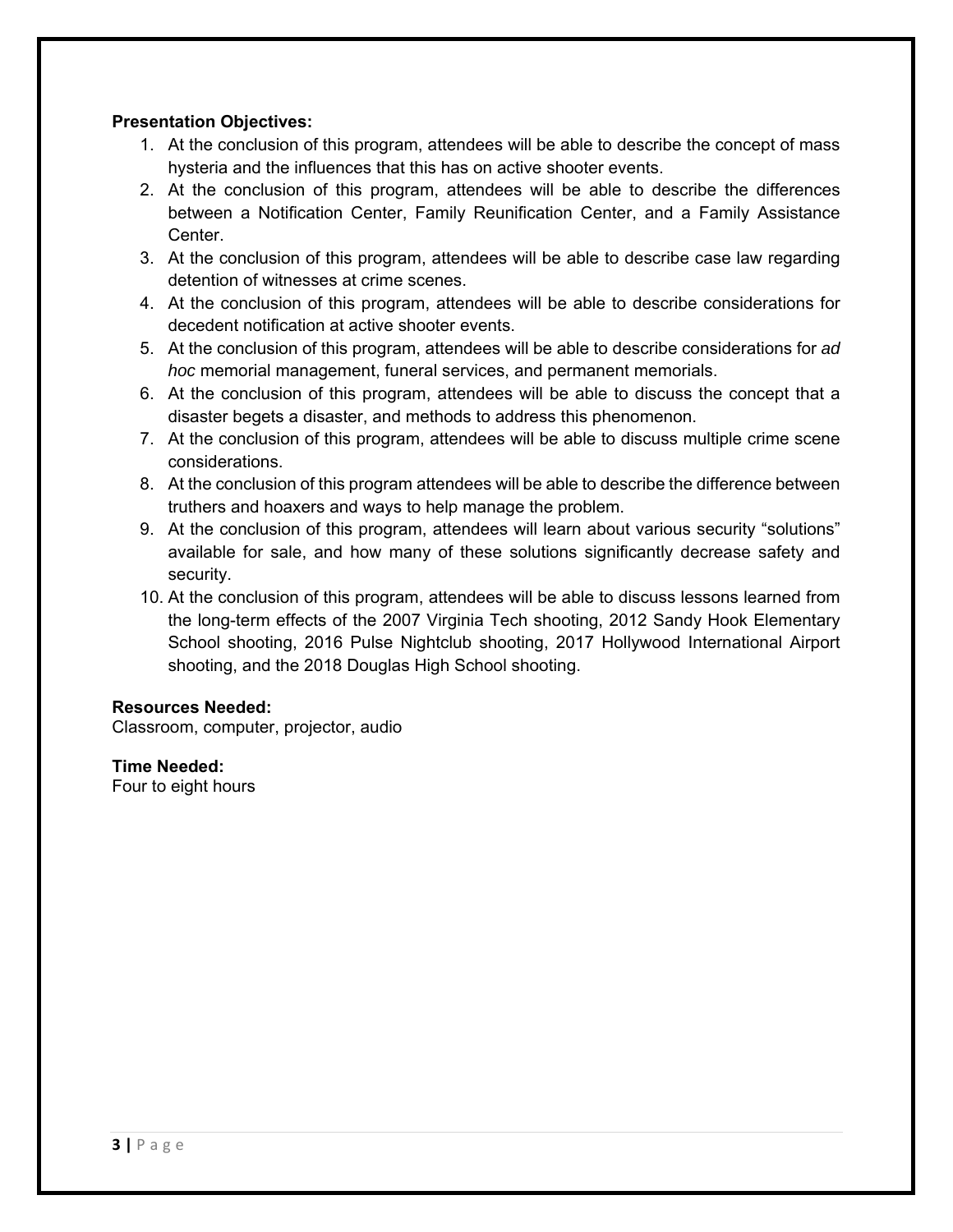**Presentation Objectives:**

1. At the conclusion of this program, attendees will be able to describe the concept of mass hysteria and the influences that this has on active shooter events.
2. At the conclusion of this program, attendees will be able to describe the differences between a Notification Center, Family Reunification Center, and a Family Assistance Center.
3. At the conclusion of this program, attendees will be able to describe case law regarding detention of witnesses at crime scenes.
4. At the conclusion of this program, attendees will be able to describe considerations for decedent notification at active shooter events.
5. At the conclusion of this program, attendees will be able to describe considerations for *ad hoc* memorial management, funeral services, and permanent memorials.
6. At the conclusion of this program, attendees will be able to discuss the concept that a disaster begets a disaster, and methods to address this phenomenon.
7. At the conclusion of this program, attendees will be able to discuss multiple crime scene considerations.
8. At the conclusion of this program attendees will be able to describe the difference between truthers and hoaxers and ways to help manage the problem.
9. At the conclusion of this program, attendees will learn about various security "solutions" available for sale, and how many of these solutions significantly decrease safety and security.
10. At the conclusion of this program, attendees will be able to discuss lessons learned from the long-term effects of the 2007 Virginia Tech shooting, 2012 Sandy Hook Elementary School shooting, 2016 Pulse Nightclub shooting, 2017 Hollywood International Airport shooting, and the 2018 Douglas High School shooting.

**Resources Needed:**
Classroom, computer, projector, audio

**Time Needed:**
Four to eight hours